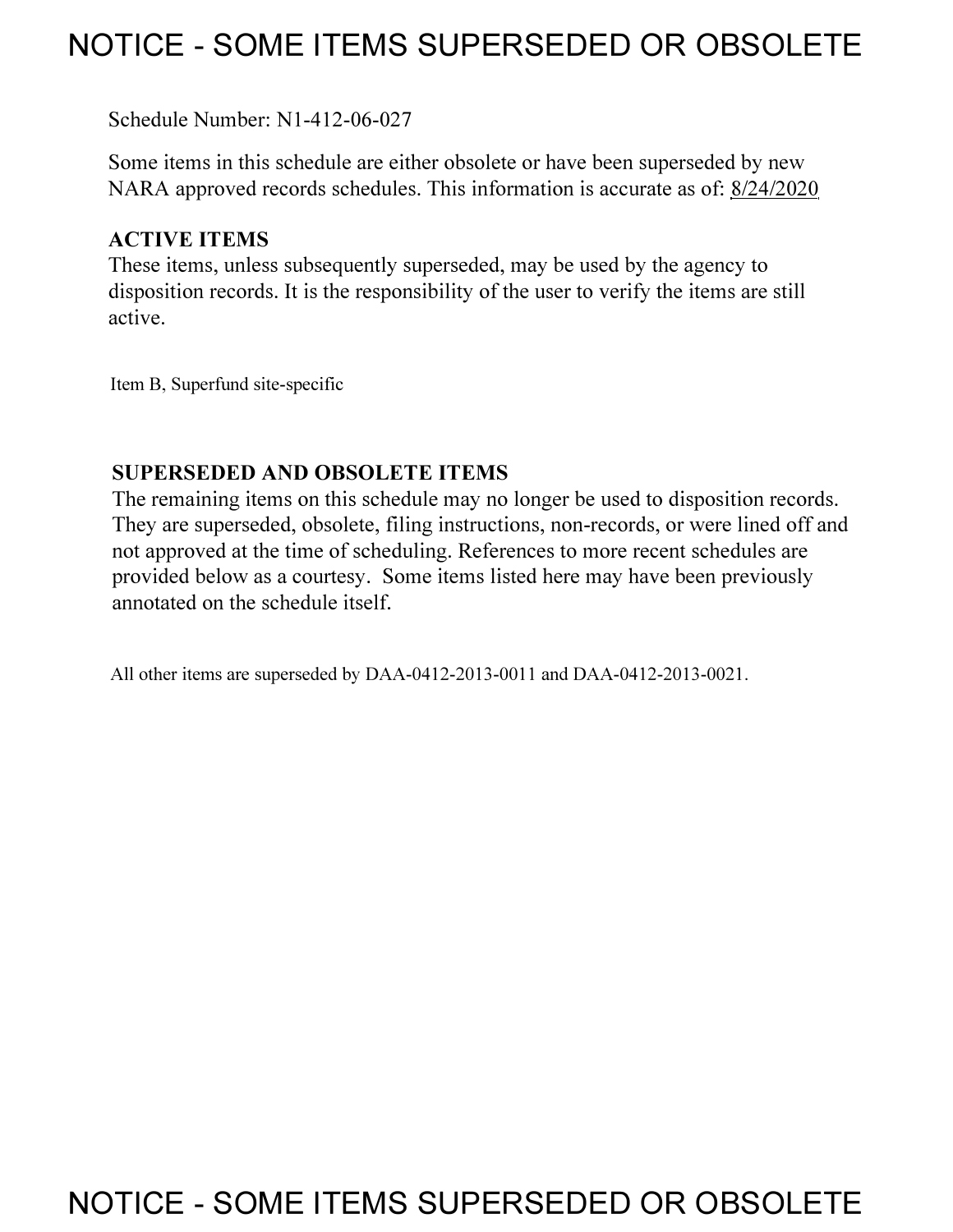# NOTICE - SOME ITEMS SUPERSEDED OR OBSOLETE

Schedule Number: N1-412-06-027

Some items in this schedule are either obsolete or have been superseded by new NARA approved records schedules. This information is accurate as of: 8/24/2020

**ACTIVE ITEMS**
These items, unless subsequently superseded, may be used by the agency to disposition records. It is the responsibility of the user to verify the items are still active.

Item B, Superfund site-specific

**SUPERSEDED AND OBSOLETE ITEMS**
The remaining items on this schedule may no longer be used to disposition records. They are superseded, obsolete, filing instructions, non-records, or were lined off and not approved at the time of scheduling. References to more recent schedules are provided below as a courtesy. Some items listed here may have been previously annotated on the schedule itself.

All other items are superseded by DAA-0412-2013-0011 and DAA-0412-2013-0021.

# NOTICE - SOME ITEMS SUPERSEDED OR OBSOLETE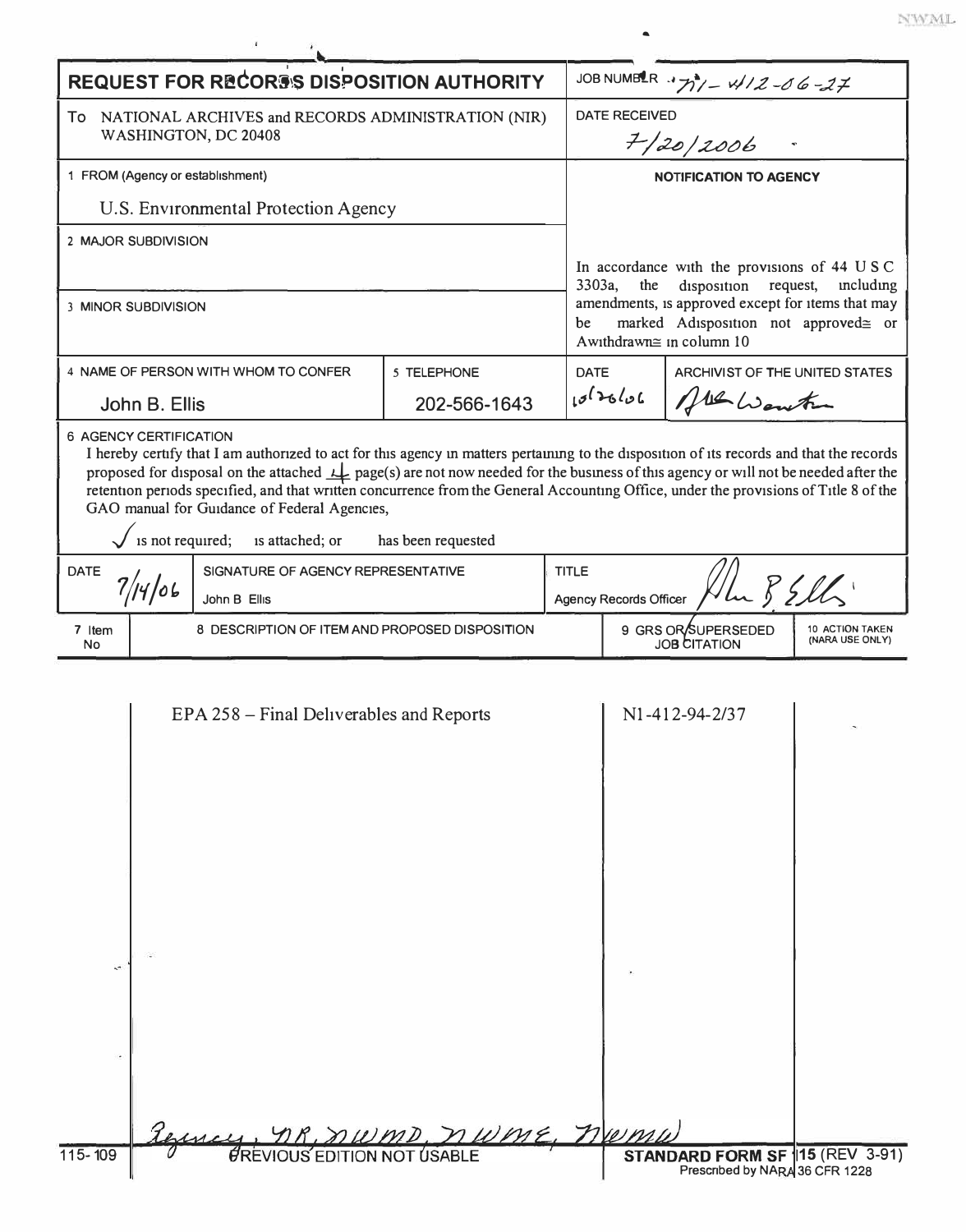# REQUEST FOR RECORDS DISPOSITION AUTHORITY

| | |
|---|---|
| **REQUEST FOR RECORDS DISPOSITION AUTHORITY** | JOB NUMBER N1-412-06-27 |
| To NATIONAL ARCHIVES and RECORDS ADMINISTRATION (NIR) WASHINGTON, DC 20408 | DATE RECEIVED 7/20/2006 |
| 1 FROM (Agency or establishment) U.S. Environmental Protection Agency | **NOTIFICATION TO AGENCY** |
| 2 MAJOR SUBDIVISION | In accordance with the provisions of 44 U S C 3303a, the disposition request, including amendments, is approved except for items that may be marked "disposition not approved" or "withdrawn" in column 10 |
| 3 MINOR SUBDIVISION | |

| 4 NAME OF PERSON WITH WHOM TO CONFER | 5 TELEPHONE | DATE | ARCHIVIST OF THE UNITED STATES |
|---|---|---|---|
| John B. Ellis | 202-566-1643 | 10/26/06 | Allen Weinstein |

6 AGENCY CERTIFICATION

I hereby certify that I am authorized to act for this agency in matters pertaining to the disposition of its records and that the records proposed for disposal on the attached 4 page(s) are not now needed for the business of this agency or will not be needed after the retention periods specified, and that written concurrence from the General Accounting Office, under the provisions of Title 8 of the GAO manual for Guidance of Federal Agencies,

✓ is not required; is attached; or has been requested

| DATE | SIGNATURE OF AGENCY REPRESENTATIVE | TITLE |
|---|---|---|
| 7/14/06 | John B Ellis | Agency Records Officer |

| 7 Item No | 8 DESCRIPTION OF ITEM AND PROPOSED DISPOSITION | 9 GRS OR SUPERSEDED JOB CITATION | 10 ACTION TAKEN (NARA USE ONLY) |
|---|---|---|---|
| | EPA 258 – Final Deliverables and Reports | N1-412-94-2/37 | |

Agency, NR, NWMD, NWME, NWMW

115-109 PREVIOUS EDITION NOT USABLE

**STANDARD FORM SF 115** (REV 3-91) Prescribed by NARA 36 CFR 1228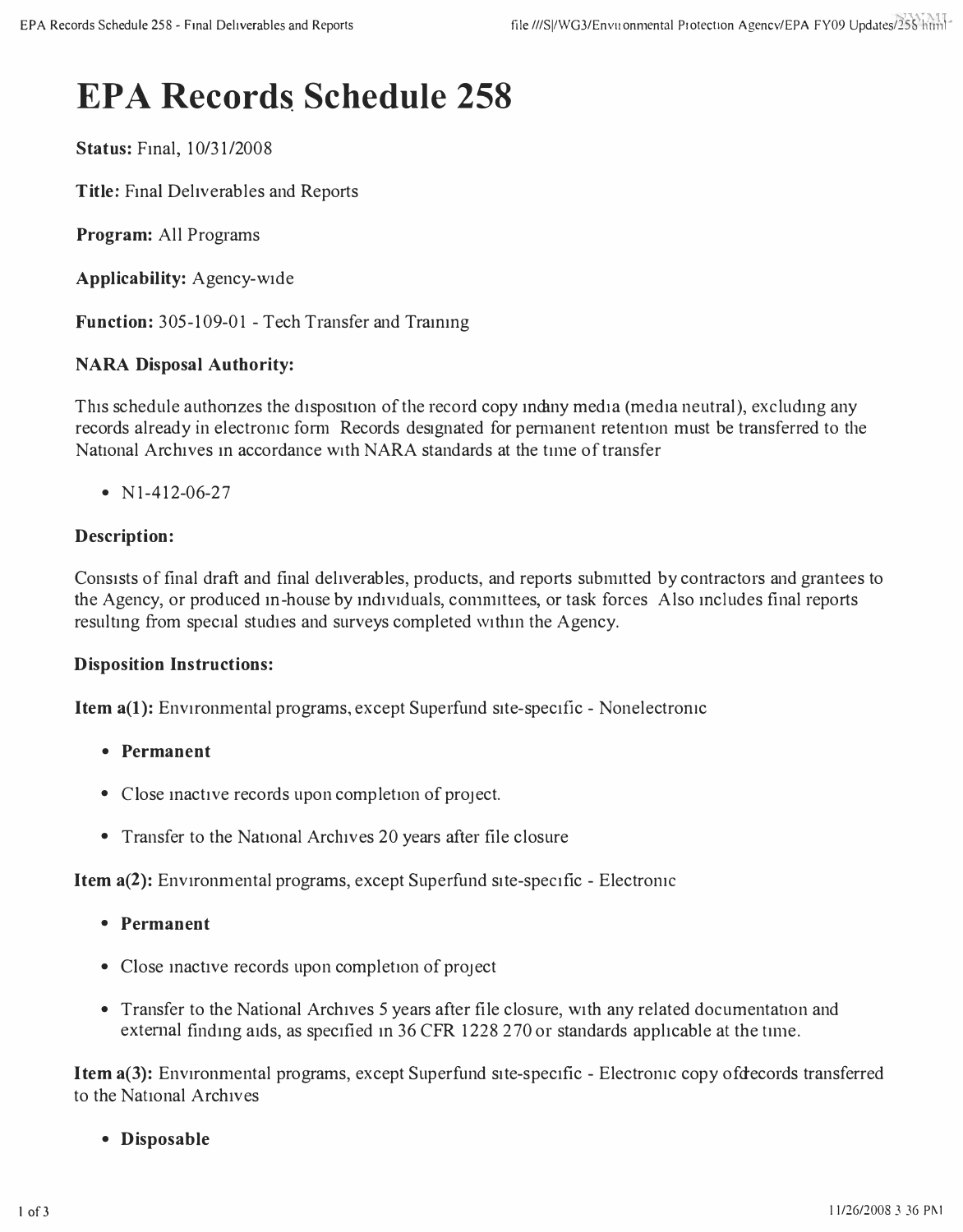# EPA Records Schedule 258

**Status:** Final, 10/31/2008

**Title:** Final Deliverables and Reports

**Program:** All Programs

**Applicability:** Agency-wide

**Function:** 305-109-01 - Tech Transfer and Training

**NARA Disposal Authority:**

This schedule authorizes the disposition of the record copy in any media (media neutral), excluding any records already in electronic form. Records designated for permanent retention must be transferred to the National Archives in accordance with NARA standards at the time of transfer

- N1-412-06-27

**Description:**

Consists of final draft and final deliverables, products, and reports submitted by contractors and grantees to the Agency, or produced in-house by individuals, committees, or task forces. Also includes final reports resulting from special studies and surveys completed within the Agency.

**Disposition Instructions:**

**Item a(1):** Environmental programs, except Superfund site-specific - Nonelectronic

- **Permanent**
- Close inactive records upon completion of project.
- Transfer to the National Archives 20 years after file closure

**Item a(2):** Environmental programs, except Superfund site-specific - Electronic

- **Permanent**
- Close inactive records upon completion of project
- Transfer to the National Archives 5 years after file closure, with any related documentation and external finding aids, as specified in 36 CFR 1228.270 or standards applicable at the time.

**Item a(3):** Environmental programs, except Superfund site-specific - Electronic copy of records transferred to the National Archives

- **Disposable**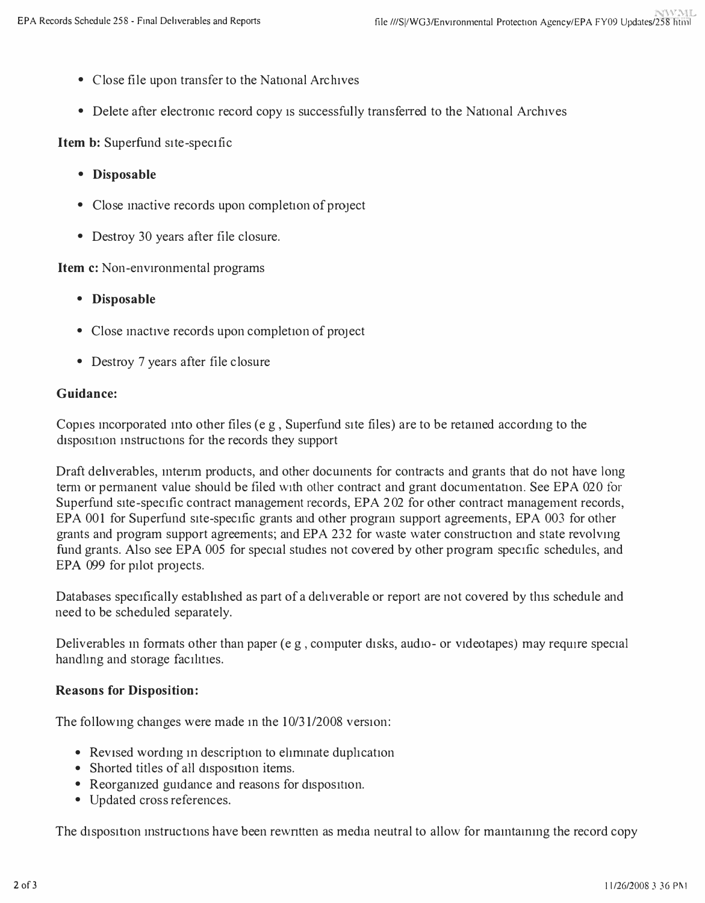- Close file upon transfer to the National Archives
- Delete after electronic record copy is successfully transferred to the National Archives

**Item b:** Superfund site-specific

- **Disposable**
- Close inactive records upon completion of project
- Destroy 30 years after file closure.

**Item c:** Non-environmental programs

- **Disposable**
- Close inactive records upon completion of project
- Destroy 7 years after file closure

**Guidance:**

Copies incorporated into other files (e g , Superfund site files) are to be retained according to the disposition instructions for the records they support

Draft deliverables, interim products, and other documents for contracts and grants that do not have long term or permanent value should be filed with other contract and grant documentation. See EPA 020 for Superfund site-specific contract management records, EPA 202 for other contract management records, EPA 001 for Superfund site-specific grants and other program support agreements, EPA 003 for other grants and program support agreements; and EPA 232 for waste water construction and state revolving fund grants. Also see EPA 005 for special studies not covered by other program specific schedules, and EPA 099 for pilot projects.

Databases specifically established as part of a deliverable or report are not covered by this schedule and need to be scheduled separately.

Deliverables in formats other than paper (e g , computer disks, audio- or videotapes) may require special handling and storage facilities.

**Reasons for Disposition:**

The following changes were made in the 10/31/2008 version:

- Revised wording in description to eliminate duplication
- Shorted titles of all disposition items.
- Reorganized guidance and reasons for disposition.
- Updated cross references.

The disposition instructions have been rewritten as media neutral to allow for maintaining the record copy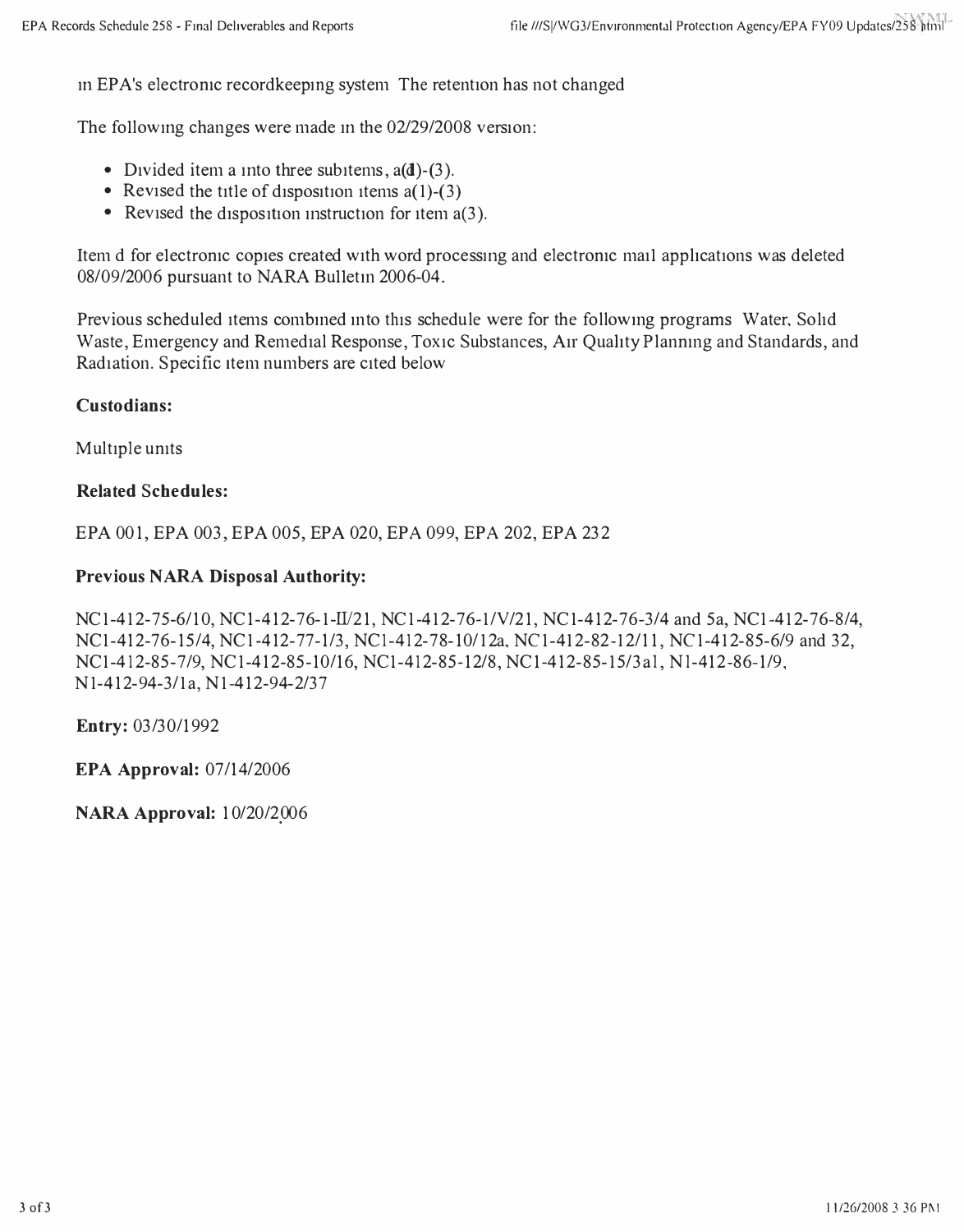in EPA's electronic recordkeeping system The retention has not changed

The following changes were made in the 02/29/2008 version:

- Divided item a into three subitems, a(1)-(3).
- Revised the title of disposition items a(1)-(3)
- Revised the disposition instruction for item a(3).

Item d for electronic copies created with word processing and electronic mail applications was deleted 08/09/2006 pursuant to NARA Bulletin 2006-04.

Previous scheduled items combined into this schedule were for the following programs Water, Solid Waste, Emergency and Remedial Response, Toxic Substances, Air Quality Planning and Standards, and Radiation. Specific item numbers are cited below

**Custodians:**

Multiple units

**Related Schedules:**

EPA 001, EPA 003, EPA 005, EPA 020, EPA 099, EPA 202, EPA 232

**Previous NARA Disposal Authority:**

NC1-412-75-6/10, NC1-412-76-1-II/21, NC1-412-76-1/V/21, NC1-412-76-3/4 and 5a, NC1-412-76-8/4, NC1-412-76-15/4, NC1-412-77-1/3, NC1-412-78-10/12a, NC1-412-82-12/11, NC1-412-85-6/9 and 32, NC1-412-85-7/9, NC1-412-85-10/16, NC1-412-85-12/8, NC1-412-85-15/3a1, N1-412-86-1/9, N1-412-94-3/1a, N1-412-94-2/37

**Entry:** 03/30/1992

**EPA Approval:** 07/14/2006

**NARA Approval:** 10/20/2006